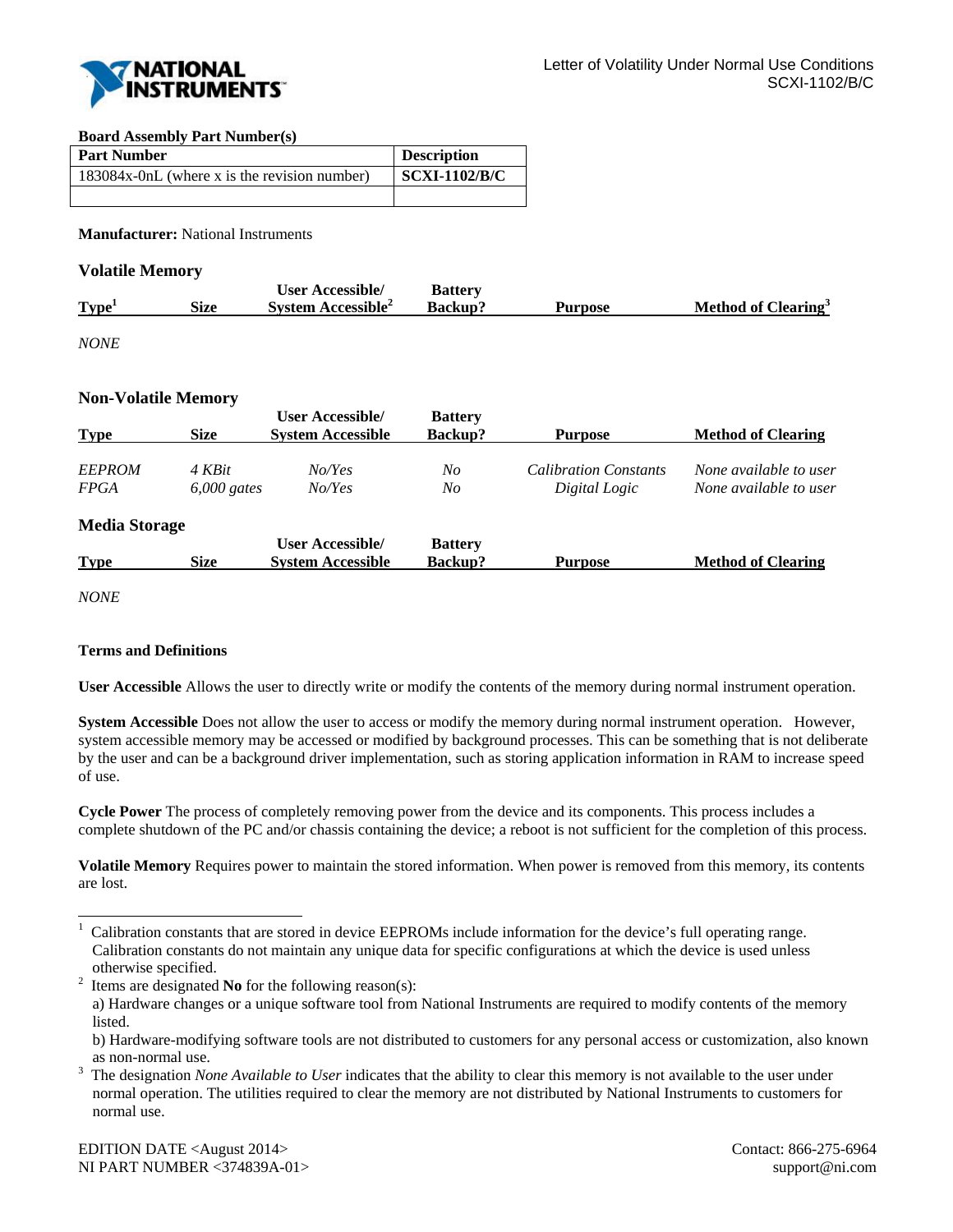Letter of Volatility Under Normal Use Conditions
SCXI-1102/B/C

**Board Assembly Part Number(s)**

| Part Number | Description |
|---|---|
| 183084x-0nL (where x is the revision number) | **SCXI-1102/B/C** |
| | |

**Manufacturer:** National Instruments

### Volatile Memory

| Type[1] | Size | User Accessible/ System Accessible[2] | Battery Backup? | Purpose | Method of Clearing[3] |
|---|---|---|---|---|---|

*NONE*

### Non-Volatile Memory

| Type | Size | User Accessible/ System Accessible | Battery Backup? | Purpose | Method of Clearing |
|---|---|---|---|---|---|
| *EEPROM* | *4 KBit* | *No/Yes* | *No* | *Calibration Constants* | *None available to user* |
| *FPGA* | *6,000 gates* | *No/Yes* | *No* | *Digital Logic* | *None available to user* |

### Media Storage

| Type | Size | User Accessible/ System Accessible | Battery Backup? | Purpose | Method of Clearing |
|---|---|---|---|---|---|

*NONE*

**Terms and Definitions**

**User Accessible** Allows the user to directly write or modify the contents of the memory during normal instrument operation.

**System Accessible** Does not allow the user to access or modify the memory during normal instrument operation. However, system accessible memory may be accessed or modified by background processes. This can be something that is not deliberate by the user and can be a background driver implementation, such as storing application information in RAM to increase speed of use.

**Cycle Power** The process of completely removing power from the device and its components. This process includes a complete shutdown of the PC and/or chassis containing the device; a reboot is not sufficient for the completion of this process.

**Volatile Memory** Requires power to maintain the stored information. When power is removed from this memory, its contents are lost.

---

[1] Calibration constants that are stored in device EEPROMs include information for the device's full operating range. Calibration constants do not maintain any unique data for specific configurations at which the device is used unless otherwise specified.

[2] Items are designated **No** for the following reason(s):
a) Hardware changes or a unique software tool from National Instruments are required to modify contents of the memory listed.
b) Hardware-modifying software tools are not distributed to customers for any personal access or customization, also known as non-normal use.

[3] The designation *None Available to User* indicates that the ability to clear this memory is not available to the user under normal operation. The utilities required to clear the memory are not distributed by National Instruments to customers for normal use.

EDITION DATE <August 2014>
NI PART NUMBER <374839A-01>

Contact: 866-275-6964
support@ni.com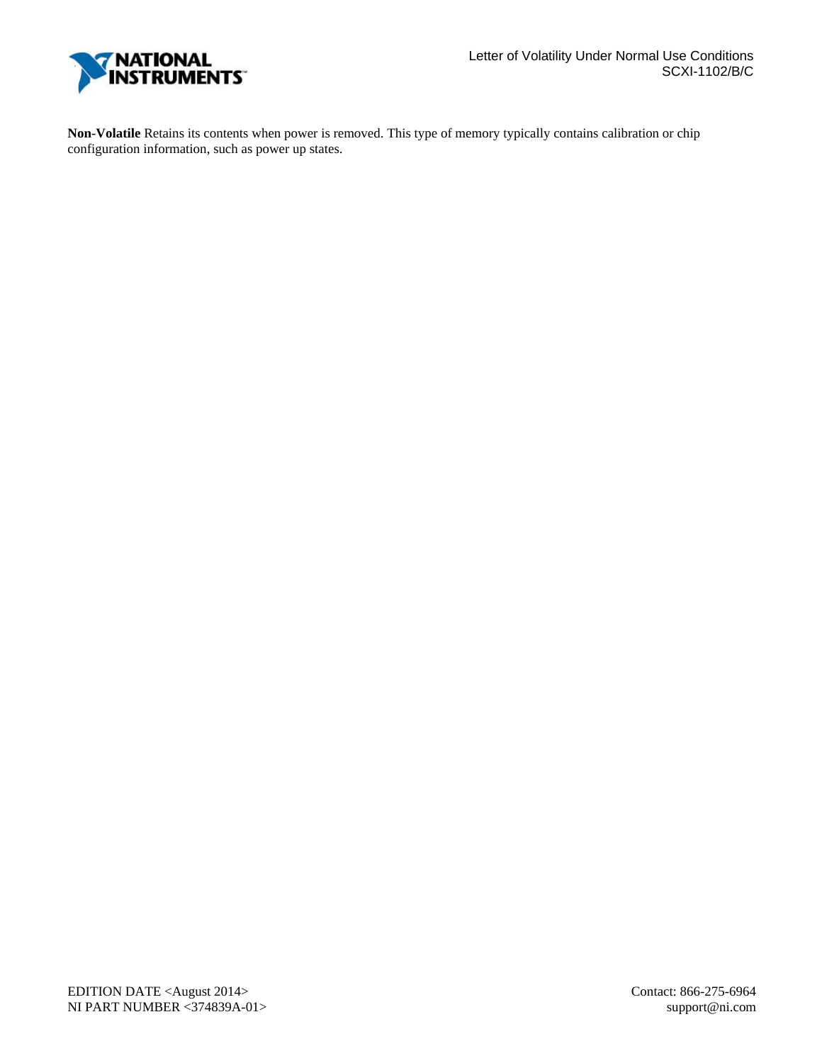**Non-Volatile** Retains its contents when power is removed. This type of memory typically contains calibration or chip configuration information, such as power up states.